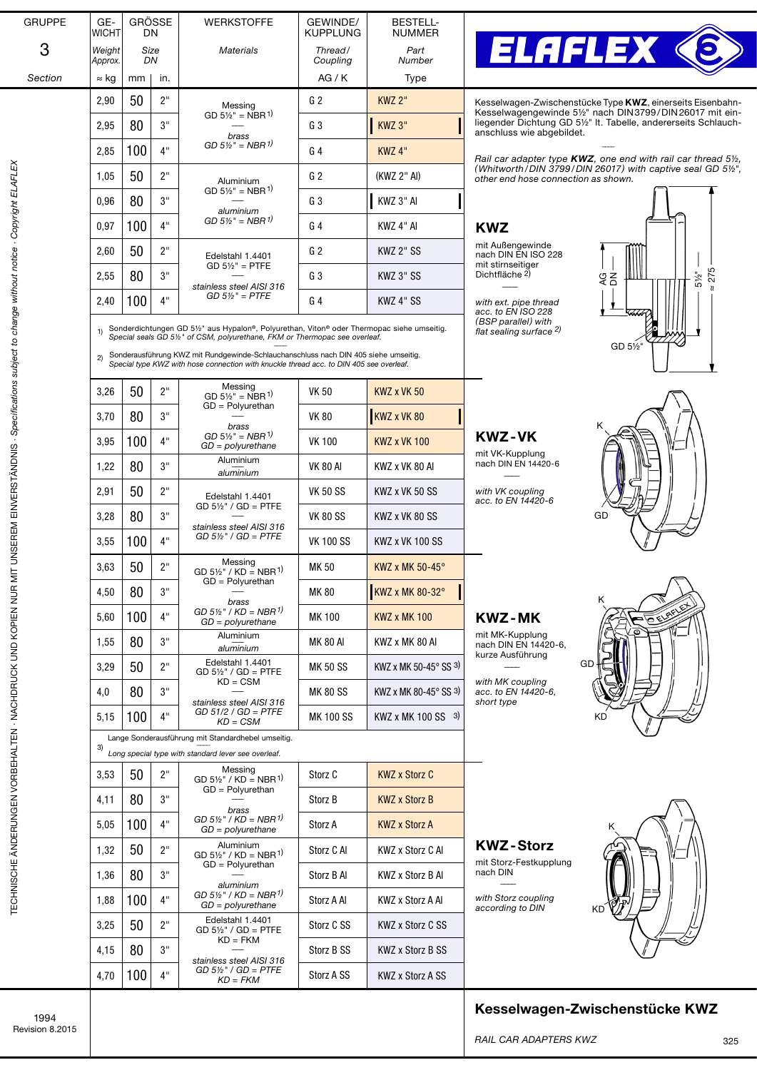# Kesselwagen-Zwischenstücke KWZ

RAIL CAR ADAPTERS KWZ

GRUPPE 3 Section

Kesselwagen-Zwischenstücke Type **KWZ**, einerseits Eisenbahn-Kesselwagengewinde 5½" nach DIN 3799/DIN 26017 mit einliegender Dichtung GD 5½" lt. Tabelle, andererseits Schlauchanschluss wie abgebildet.

*Rail car adapter type **KWZ**, one end with rail car thread 5½, (Whitworth/DIN 3799/DIN 26017) with captive seal GD 5½", other end hose connection as shown.*

| GEWICHT Weight Approx. ≈ kg | GRÖSSE DN Size DN mm | in. | WERKSTOFFE Materials | GEWINDE/KUPPLUNG Thread/Coupling AG / K | BESTELL-NUMMER Part Number Type |
|---|---|---|---|---|---|
| 2,90 | 50 | 2" | Messing GD 5½" = NBR [1] / *brass GD 5½" = NBR [1]* | G 2 | KWZ 2" |
| 2,95 | 80 | 3" | | G 3 | KWZ 3" |
| 2,85 | 100 | 4" | | G 4 | KWZ 4" |
| 1,05 | 50 | 2" | Aluminium GD 5½" = NBR [1] / *aluminium GD 5½" = NBR [1]* | G 2 | (KWZ 2" Al) |
| 0,96 | 80 | 3" | | G 3 | KWZ 3" Al |
| 0,97 | 100 | 4" | | G 4 | KWZ 4" Al |
| 2,60 | 50 | 2" | Edelstahl 1.4401 GD 5½" = PTFE / *stainless steel AISI 316 GD 5½" = PTFE* | G 2 | KWZ 2" SS |
| 2,55 | 80 | 3" | | G 3 | KWZ 3" SS |
| 2,40 | 100 | 4" | | G 4 | KWZ 4" SS |

1) Sonderdichtungen GD 5½" aus Hypalon®, Polyurethan, Viton® oder Thermopac siehe umseitig.
*Special seals GD 5½" of CSM, polyurethane, FKM or Thermopac see overleaf.*

2) Sonderausführung KWZ mit Rundgewinde-Schlauchanschluss nach DIN 405 siehe umseitig.
*Special type KWZ with hose connection with knuckle thread acc. to DIN 405 see overleaf.*

## KWZ

mit Außengewinde nach DIN EN ISO 228 mit stirnseitiger Dichtfläche 2)

*with ext. pipe thread acc. to EN ISO 228 (BSP parallel) with flat sealing surface 2)*

AG, DN, 5½", ≈ 275, GD 5½"

| GEWICHT ≈ kg | DN mm | in. | WERKSTOFFE | KUPPLUNG | BESTELL-NUMMER |
|---|---|---|---|---|---|
| 3,26 | 50 | 2" | Messing GD 5½" = NBR [1] GD = Polyurethan / *brass GD 5½" = NBR [1] GD = polyurethane* | VK 50 | KWZ x VK 50 |
| 3,70 | 80 | 3" | | VK 80 | KWZ x VK 80 |
| 3,95 | 100 | 4" | | VK 100 | KWZ x VK 100 |
| 1,22 | 80 | 3" | Aluminium / *aluminium* | VK 80 Al | KWZ x VK 80 Al |
| 2,91 | 50 | 2" | Edelstahl 1.4401 GD 5½" / GD = PTFE / *stainless steel AISI 316 GD 5½" / GD = PTFE* | VK 50 SS | KWZ x VK 50 SS |
| 3,28 | 80 | 3" | | VK 80 SS | KWZ x VK 80 SS |
| 3,55 | 100 | 4" | | VK 100 SS | KWZ x VK 100 SS |

## KWZ-VK

mit VK-Kupplung nach DIN EN 14420-6

*with VK coupling acc. to EN 14420-6*

K, GD

| GEWICHT ≈ kg | DN mm | in. | WERKSTOFFE | KUPPLUNG | BESTELL-NUMMER |
|---|---|---|---|---|---|
| 3,63 | 50 | 2" | Messing GD 5½" / KD = NBR [1] GD = Polyurethan / *brass GD 5½" / KD = NBR [1] GD = polyurethane* | MK 50 | KWZ x MK 50-45° |
| 4,50 | 80 | 3" | | MK 80 | KWZ x MK 80-32° |
| 5,60 | 100 | 4" | | MK 100 | KWZ x MK 100 |
| 1,55 | 80 | 3" | Aluminium / *aluminium* | MK 80 Al | KWZ x MK 80 Al |
| 3,29 | 50 | 2" | Edelstahl 1.4401 GD 5½" / GD = PTFE KD = CSM / *stainless steel AISI 316 GD 51/2 / GD = PTFE KD = CSM* | MK 50 SS | KWZ x MK 50-45° SS 3) |
| 4,0 | 80 | 3" | | MK 80 SS | KWZ x MK 80-45° SS 3) |
| 5,15 | 100 | 4" | | MK 100 SS | KWZ x MK 100 SS 3) |

3) Lange Sonderausführung mit Standardhebel umseitig.
*Long special type with standard lever see overleaf.*

## KWZ-MK

mit MK-Kupplung nach DIN EN 14420-6, kurze Ausführung

*with MK coupling acc. to EN 14420-6, short type*

K, GD, KD

| GEWICHT ≈ kg | DN mm | in. | WERKSTOFFE | KUPPLUNG | BESTELL-NUMMER |
|---|---|---|---|---|---|
| 3,53 | 50 | 2" | Messing GD 5½" / KD = NBR [1] GD = Polyurethan / *brass GD 5½" / KD = NBR [1] GD = polyurethane* | Storz C | KWZ x Storz C |
| 4,11 | 80 | 3" | | Storz B | KWZ x Storz B |
| 5,05 | 100 | 4" | | Storz A | KWZ x Storz A |
| 1,32 | 50 | 2" | Aluminium GD 5½" / KD = NBR [1] GD = Polyurethan / *aluminium GD 5½" / KD = NBR [1] GD = polyurethane* | Storz C Al | KWZ x Storz C Al |
| 1,36 | 80 | 3" | | Storz B Al | KWZ x Storz B Al |
| 1,88 | 100 | 4" | | Storz A Al | KWZ x Storz A Al |
| 3,25 | 50 | 2" | Edelstahl 1.4401 GD 5½" / GD = PTFE KD = FKM / *stainless steel AISI 316 GD 5½" / GD = PTFE KD = FKM* | Storz C SS | KWZ x Storz C SS |
| 4,15 | 80 | 3" | | Storz B SS | KWZ x Storz B SS |
| 4,70 | 100 | 4" | | Storz A SS | KWZ x Storz A SS |

## KWZ-Storz

mit Storz-Festkupplung nach DIN

*with Storz coupling according to DIN*

K, KD

TECHNISCHE ÄNDERUNGEN VORBEHALTEN · NACHDRUCK UND KOPIEN NUR MIT UNSEREM EINVERSTÄNDNIS · Specifications subject to change without notice · Copyright ELAFLEX

1994
Revision 8.2015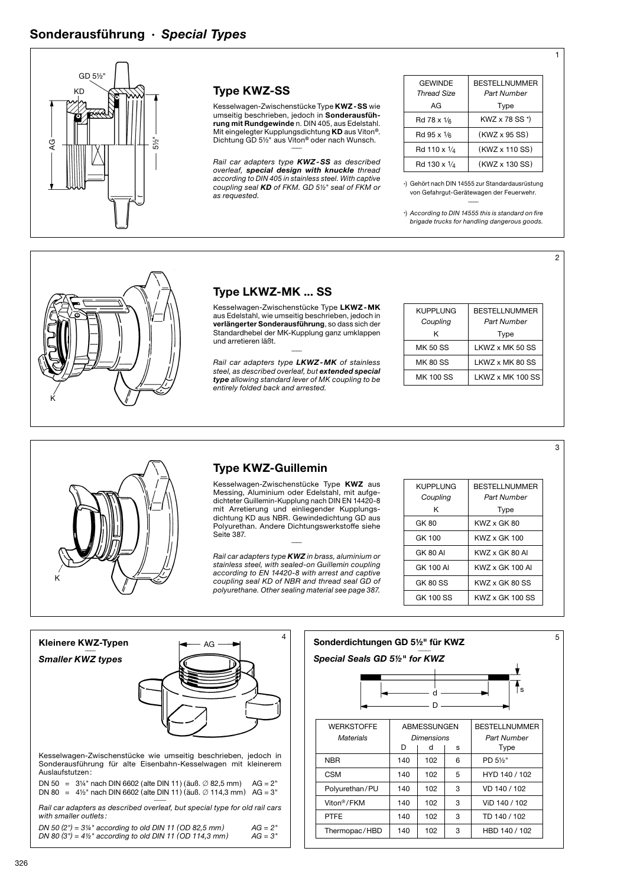# Sonderausführung · *Special Types*

## Type KWZ-SS

Kesselwagen-Zwischenstücke Type **KWZ-SS** wie umseitig beschrieben, jedoch in **Sonderausführung mit Rundgewinde** n. DIN 405, aus Edelstahl. Mit eingelegter Kupplungsdichtung **KD** aus Viton®. Dichtung GD 5½" aus Viton® oder nach Wunsch.

*Rail car adapters type **KWZ-SS** as described overleaf, **special design with knuckle** thread according to DIN 405 in stainless steel. With captive coupling seal **KD** of FKM. GD 5½" seal of FKM or as requested.*

| GEWINDE *Thread Size* AG | BESTELLNUMMER *Part Number* Type |
|---|---|
| Rd 78 x 1/6 | KWZ x 78 SS *) |
| Rd 95 x 1/6 | (KWZ x 95 SS) |
| Rd 110 x 1/4 | (KWZ x 110 SS) |
| Rd 130 x 1/4 | (KWZ x 130 SS) |

*) Gehört nach DIN 14555 zur Standardausrüstung von Gefahrgut-Gerätewagen der Feuerwehr.

*) *According to DIN 14555 this is standard on fire brigade trucks for handling dangerous goods.*

## Type LKWZ-MK ... SS

Kesselwagen-Zwischenstücke Type **LKWZ-MK** aus Edelstahl, wie umseitig beschrieben, jedoch in **verlängerter Sonderausführung**, so dass sich der Standardhebel der MK-Kupplung ganz umklappen und arretieren läßt.

*Rail car adapters type **LKWZ-MK** of stainless steel, as described overleaf, but **extended special type** allowing standard lever of MK coupling to be entirely folded back and arrested.*

| KUPPLUNG *Coupling* K | BESTELLNUMMER *Part Number* Type |
|---|---|
| MK 50 SS | LKWZ x MK 50 SS |
| MK 80 SS | LKWZ x MK 80 SS |
| MK 100 SS | LKWZ x MK 100 SS |

## Type KWZ-Guillemin

Kesselwagen-Zwischenstücke Type **KWZ** aus Messing, Aluminium oder Edelstahl, mit aufgedichteter Guillemin-Kupplung nach DIN EN 14420-8 mit Arretierung und einliegender Kupplungsdichtung KD aus NBR. Gewindedichtung GD aus Polyurethan. Andere Dichtungswerkstoffe siehe Seite 387.

*Rail car adapters type **KWZ** in brass, aluminium or stainless steel, with sealed-on Guillemin coupling according to EN 14420-8 with arrest and captive coupling seal KD of NBR and thread seal GD of polyurethane. Other sealing material see page 387.*

| KUPPLUNG *Coupling* K | BESTELLNUMMER *Part Number* Type |
|---|---|
| GK 80 | KWZ x GK 80 |
| GK 100 | KWZ x GK 100 |
| GK 80 Al | KWZ x GK 80 Al |
| GK 100 Al | KWZ x GK 100 Al |
| GK 80 SS | KWZ x GK 80 SS |
| GK 100 SS | KWZ x GK 100 SS |

## Kleinere KWZ-Typen

## *Smaller KWZ types*

Kesselwagen-Zwischenstücke wie umseitig beschrieben, jedoch in Sonderausführung für alte Eisenbahn-Kesselwagen mit kleinerem Auslaufstutzen:

DN 50 = 3¼" nach DIN 6602 (alte DIN 11) (äuß. ∅ 82,5 mm) AG = 2"
DN 80 = 4½" nach DIN 6602 (alte DIN 11) (äuß. ∅ 114,3 mm) AG = 3"

*Rail car adapters as described overleaf, but special type for old rail cars with smaller outlets:*

*DN 50 (2") = 3¼" according to old DIN 11 (OD 82,5 mm) AG = 2"*
*DN 80 (3") = 4½" according to old DIN 11 (OD 114,3 mm) AG = 3"*

## Sonderdichtungen GD 5½" für KWZ

## *Special Seals GD 5½" for KWZ*

| WERKSTOFFE *Materials* | ABMESSUNGEN *Dimensions* D | d | s | BESTELLNUMMER *Part Number* Type |
|---|---|---|---|---|
| NBR | 140 | 102 | 6 | PD 5½" |
| CSM | 140 | 102 | 5 | HYD 140 / 102 |
| Polyurethan/PU | 140 | 102 | 3 | VD 140 / 102 |
| Viton®/FKM | 140 | 102 | 3 | ViD 140 / 102 |
| PTFE | 140 | 102 | 3 | TD 140 / 102 |
| Thermopac/HBD | 140 | 102 | 3 | HBD 140 / 102 |